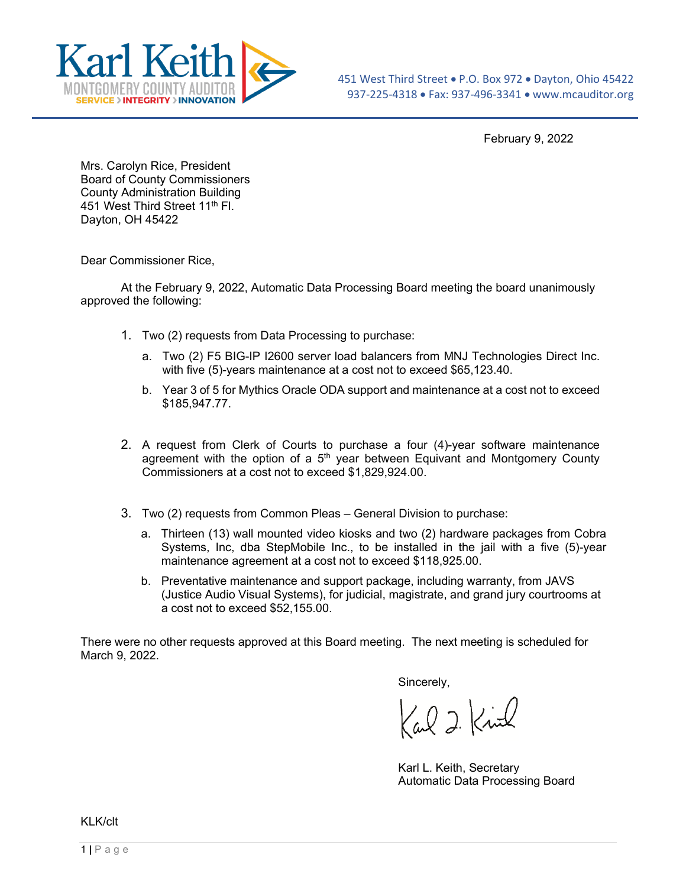Karl Keith
MONTGOMERY COUNTY AUDITOR
SERVICE › INTEGRITY › INNOVATION

451 West Third Street • P.O. Box 972 • Dayton, Ohio 45422
937-225-4318 • Fax: 937-496-3341 • www.mcauditor.org

February 9, 2022

Mrs. Carolyn Rice, President
Board of County Commissioners
County Administration Building
451 West Third Street 11th Fl.
Dayton, OH 45422

Dear Commissioner Rice,

At the February 9, 2022, Automatic Data Processing Board meeting the board unanimously approved the following:

1. Two (2) requests from Data Processing to purchase:
   a. Two (2) F5 BIG-IP I2600 server load balancers from MNJ Technologies Direct Inc. with five (5)-years maintenance at a cost not to exceed $65,123.40.
   b. Year 3 of 5 for Mythics Oracle ODA support and maintenance at a cost not to exceed $185,947.77.

2. A request from Clerk of Courts to purchase a four (4)-year software maintenance agreement with the option of a 5th year between Equivant and Montgomery County Commissioners at a cost not to exceed $1,829,924.00.

3. Two (2) requests from Common Pleas – General Division to purchase:
   a. Thirteen (13) wall mounted video kiosks and two (2) hardware packages from Cobra Systems, Inc, dba StepMobile Inc., to be installed in the jail with a five (5)-year maintenance agreement at a cost not to exceed $118,925.00.
   b. Preventative maintenance and support package, including warranty, from JAVS (Justice Audio Visual Systems), for judicial, magistrate, and grand jury courtrooms at a cost not to exceed $52,155.00.

There were no other requests approved at this Board meeting. The next meeting is scheduled for March 9, 2022.

Sincerely,

Karl L. Keith, Secretary
Automatic Data Processing Board

KLK/clt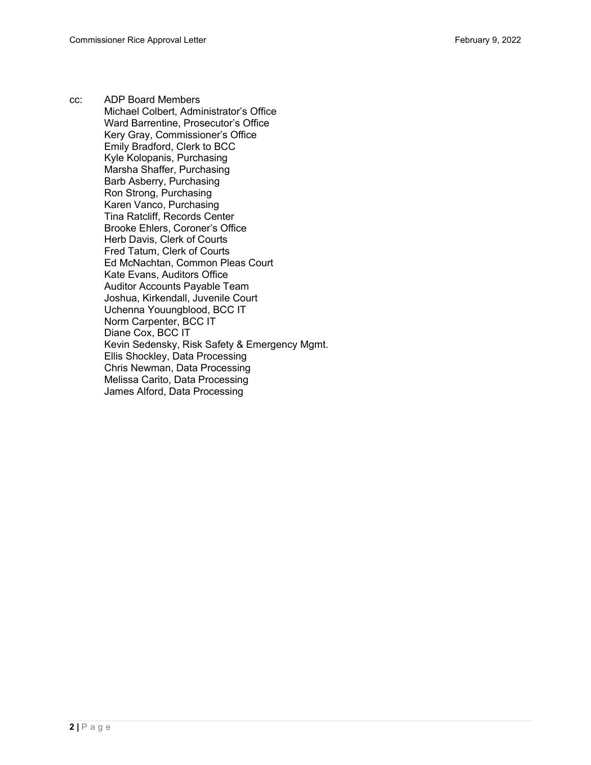cc: ADP Board Members
Michael Colbert, Administrator's Office
Ward Barrentine, Prosecutor's Office
Kery Gray, Commissioner's Office
Emily Bradford, Clerk to BCC
Kyle Kolopanis, Purchasing
Marsha Shaffer, Purchasing
Barb Asberry, Purchasing
Ron Strong, Purchasing
Karen Vanco, Purchasing
Tina Ratcliff, Records Center
Brooke Ehlers, Coroner's Office
Herb Davis, Clerk of Courts
Fred Tatum, Clerk of Courts
Ed McNachtan, Common Pleas Court
Kate Evans, Auditors Office
Auditor Accounts Payable Team
Joshua, Kirkendall, Juvenile Court
Uchenna Youungblood, BCC IT
Norm Carpenter, BCC IT
Diane Cox, BCC IT
Kevin Sedensky, Risk Safety & Emergency Mgmt.
Ellis Shockley, Data Processing
Chris Newman, Data Processing
Melissa Carito, Data Processing
James Alford, Data Processing